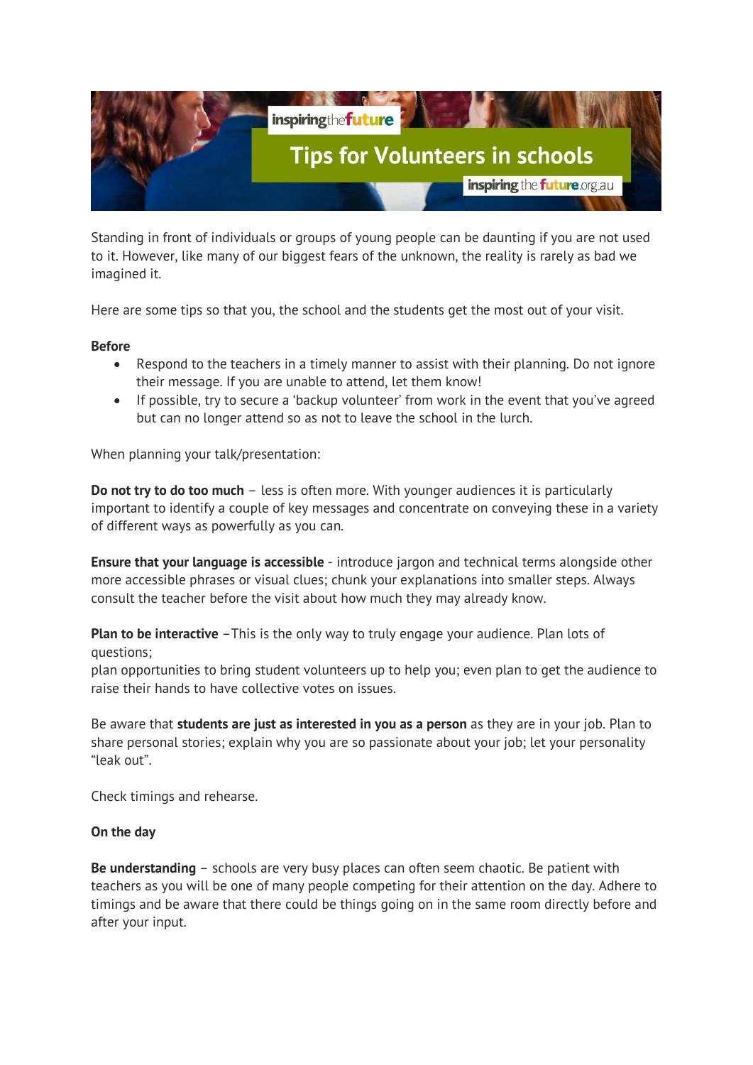# Tips for Volunteers in schools

Standing in front of individuals or groups of young people can be daunting if you are not used to it. However, like many of our biggest fears of the unknown, the reality is rarely as bad we imagined it.

Here are some tips so that you, the school and the students get the most out of your visit.

**Before**

- Respond to the teachers in a timely manner to assist with their planning. Do not ignore their message. If you are unable to attend, let them know!
- If possible, try to secure a 'backup volunteer' from work in the event that you've agreed but can no longer attend so as not to leave the school in the lurch.

When planning your talk/presentation:

**Do not try to do too much** – less is often more. With younger audiences it is particularly important to identify a couple of key messages and concentrate on conveying these in a variety of different ways as powerfully as you can.

**Ensure that your language is accessible** - introduce jargon and technical terms alongside other more accessible phrases or visual clues; chunk your explanations into smaller steps. Always consult the teacher before the visit about how much they may already know.

**Plan to be interactive** –This is the only way to truly engage your audience. Plan lots of questions;
plan opportunities to bring student volunteers up to help you; even plan to get the audience to raise their hands to have collective votes on issues.

Be aware that **students are just as interested in you as a person** as they are in your job. Plan to share personal stories; explain why you are so passionate about your job; let your personality "leak out".

Check timings and rehearse.

**On the day**

**Be understanding** – schools are very busy places can often seem chaotic. Be patient with teachers as you will be one of many people competing for their attention on the day. Adhere to timings and be aware that there could be things going on in the same room directly before and after your input.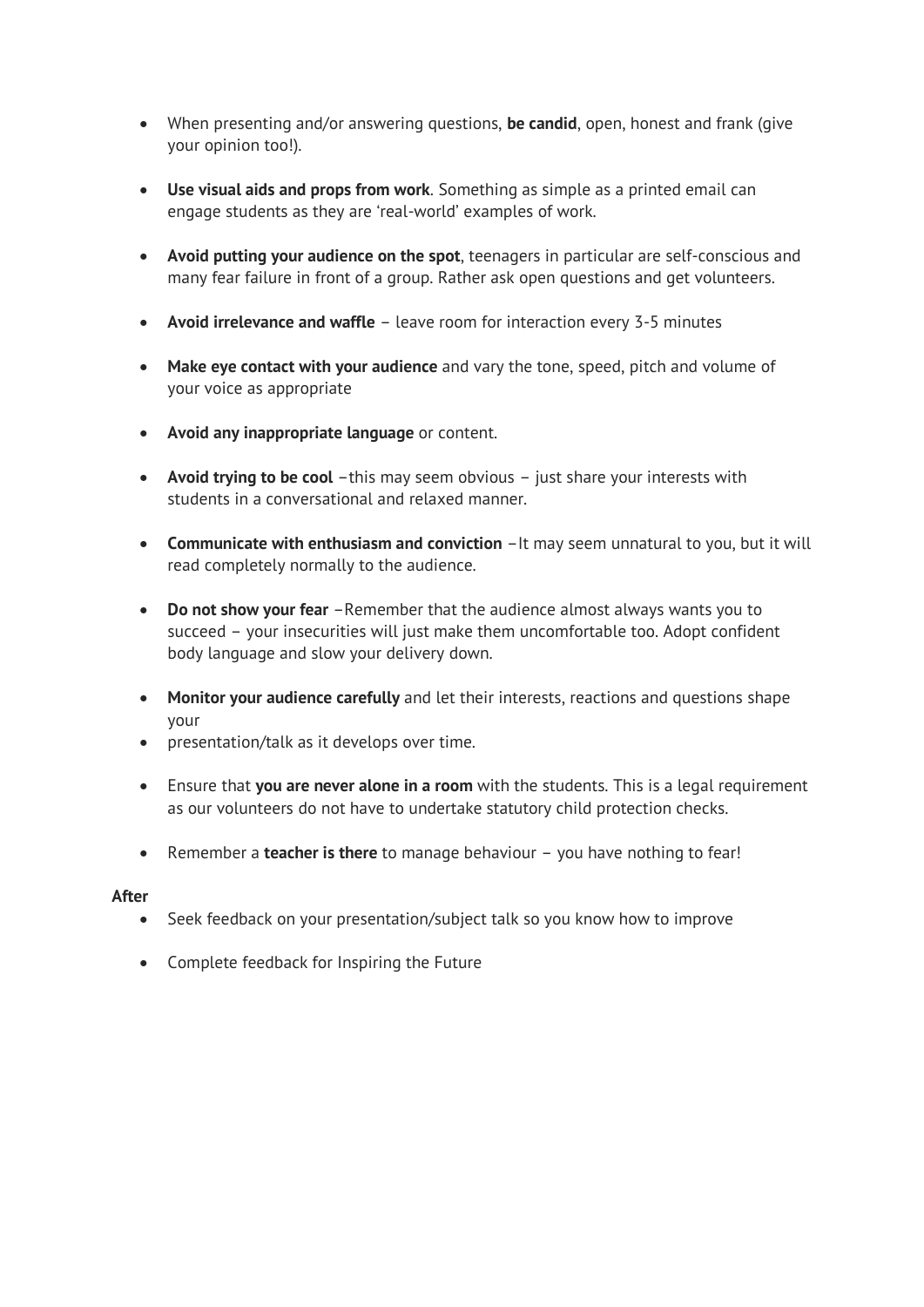- When presenting and/or answering questions, **be candid**, open, honest and frank (give your opinion too!).

- **Use visual aids and props from work**. Something as simple as a printed email can engage students as they are 'real-world' examples of work.

- **Avoid putting your audience on the spot**, teenagers in particular are self-conscious and many fear failure in front of a group. Rather ask open questions and get volunteers.

- **Avoid irrelevance and waffle** – leave room for interaction every 3-5 minutes

- **Make eye contact with your audience** and vary the tone, speed, pitch and volume of your voice as appropriate

- **Avoid any inappropriate language** or content.

- **Avoid trying to be cool** –this may seem obvious – just share your interests with students in a conversational and relaxed manner.

- **Communicate with enthusiasm and conviction** –It may seem unnatural to you, but it will read completely normally to the audience.

- **Do not show your fear** –Remember that the audience almost always wants you to succeed – your insecurities will just make them uncomfortable too. Adopt confident body language and slow your delivery down.

- **Monitor your audience carefully** and let their interests, reactions and questions shape your
- presentation/talk as it develops over time.

- Ensure that **you are never alone in a room** with the students. This is a legal requirement as our volunteers do not have to undertake statutory child protection checks.

- Remember a **teacher is there** to manage behaviour – you have nothing to fear!

**After**

- Seek feedback on your presentation/subject talk so you know how to improve

- Complete feedback for Inspiring the Future